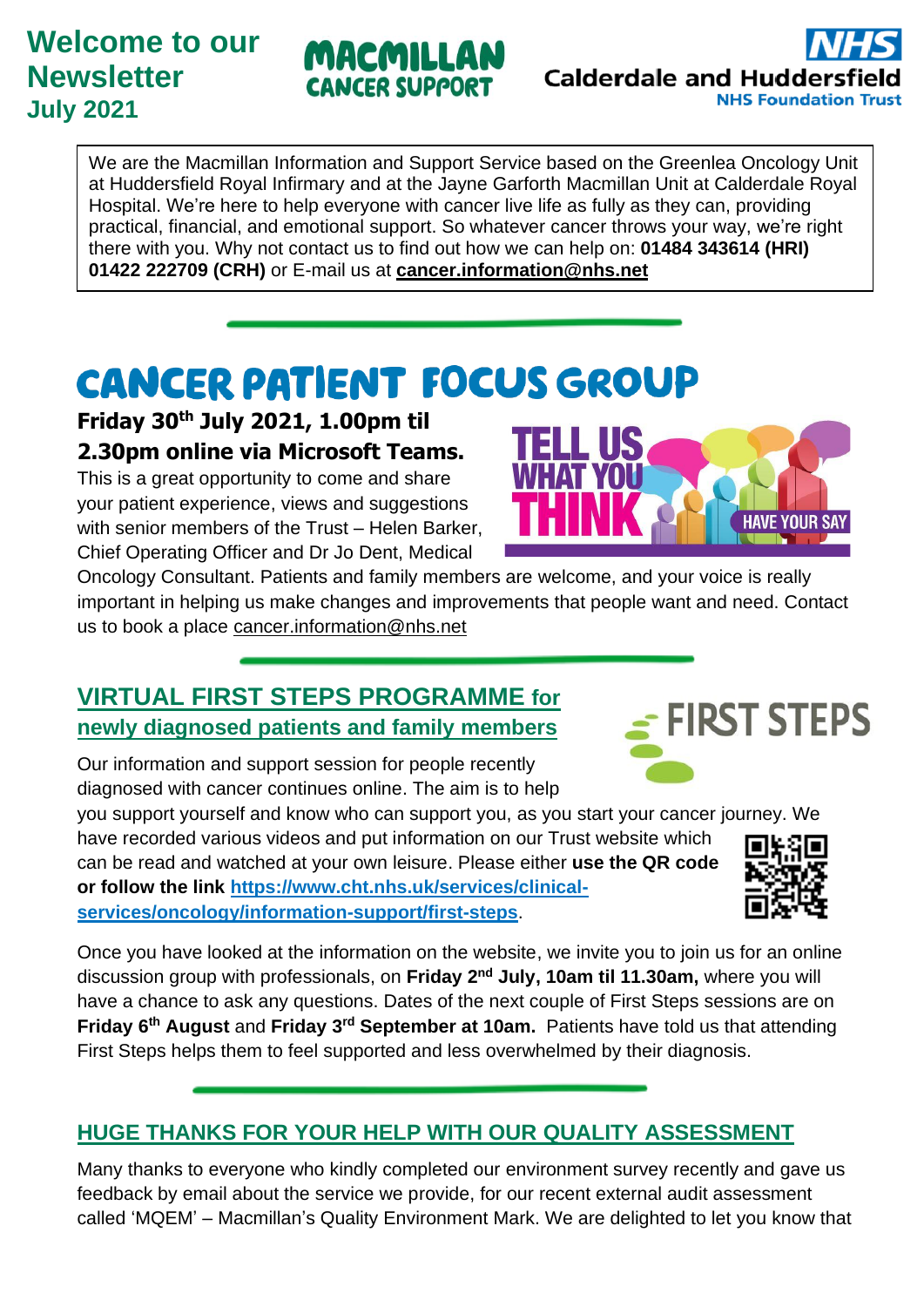# Welcome to our Newsletter
## July 2021

MACMILLAN CANCER SUPPORT

NHS Calderdale and Huddersfield NHS Foundation Trust

We are the Macmillan Information and Support Service based on the Greenlea Oncology Unit at Huddersfield Royal Infirmary and at the Jayne Garforth Macmillan Unit at Calderdale Royal Hospital. We're here to help everyone with cancer live life as fully as they can, providing practical, financial, and emotional support. So whatever cancer throws your way, we're right there with you. Why not contact us to find out how we can help on: **01484 343614 (HRI) 01422 222709 (CRH)** or E-mail us at **cancer.information@nhs.net**

## CANCER PATIENT FOCUS GROUP

**Friday 30th July 2021, 1.00pm til 2.30pm online via Microsoft Teams.**

This is a great opportunity to come and share your patient experience, views and suggestions with senior members of the Trust – Helen Barker, Chief Operating Officer and Dr Jo Dent, Medical Oncology Consultant. Patients and family members are welcome, and your voice is really important in helping us make changes and improvements that people want and need. Contact us to book a place cancer.information@nhs.net

## VIRTUAL FIRST STEPS PROGRAMME for newly diagnosed patients and family members

Our information and support session for people recently diagnosed with cancer continues online. The aim is to help you support yourself and know who can support you, as you start your cancer journey. We have recorded various videos and put information on our Trust website which can be read and watched at your own leisure. Please either **use the QR code or follow the link https://www.cht.nhs.uk/services/clinical-services/oncology/information-support/first-steps**.

Once you have looked at the information on the website, we invite you to join us for an online discussion group with professionals, on **Friday 2nd July, 10am til 11.30am,** where you will have a chance to ask any questions. Dates of the next couple of First Steps sessions are on **Friday 6th August** and **Friday 3rd September at 10am.** Patients have told us that attending First Steps helps them to feel supported and less overwhelmed by their diagnosis.

## HUGE THANKS FOR YOUR HELP WITH OUR QUALITY ASSESSMENT

Many thanks to everyone who kindly completed our environment survey recently and gave us feedback by email about the service we provide, for our recent external audit assessment called 'MQEM' – Macmillan's Quality Environment Mark. We are delighted to let you know that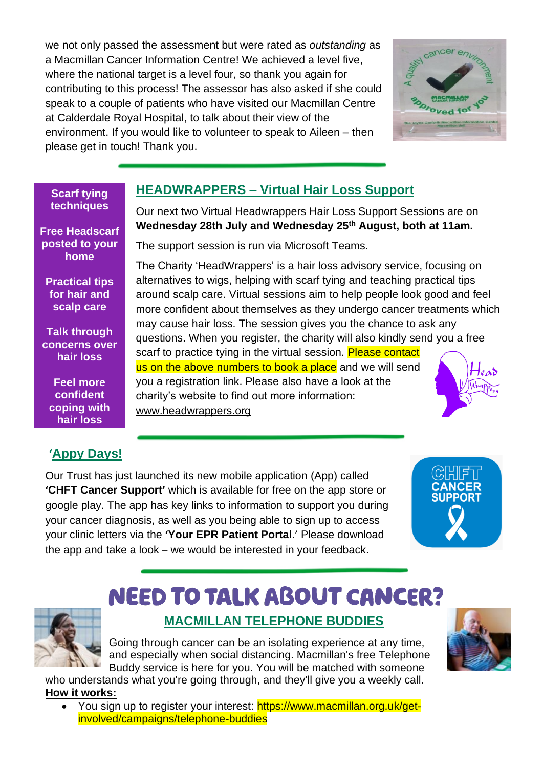we not only passed the assessment but were rated as *outstanding* as a Macmillan Cancer Information Centre! We achieved a level five, where the national target is a level four, so thank you again for contributing to this process! The assessor has also asked if she could speak to a couple of patients who have visited our Macmillan Centre at Calderdale Royal Hospital, to talk about their view of the environment. If you would like to volunteer to speak to Aileen – then please get in touch! Thank you.

**Scarf tying techniques**

**Free Headscarf posted to your home**

**Practical tips for hair and scalp care**

**Talk through concerns over hair loss**

**Feel more confident coping with hair loss**

## HEADWRAPPERS – Virtual Hair Loss Support

Our next two Virtual Headwrappers Hair Loss Support Sessions are on **Wednesday 28th July and Wednesday 25th August, both at 11am.**

The support session is run via Microsoft Teams.

The Charity 'HeadWrappers' is a hair loss advisory service, focusing on alternatives to wigs, helping with scarf tying and teaching practical tips around scalp care. Virtual sessions aim to help people look good and feel more confident about themselves as they undergo cancer treatments which may cause hair loss. The session gives you the chance to ask any questions. When you register, the charity will also kindly send you a free scarf to practice tying in the virtual session. Please contact us on the above numbers to book a place and we will send you a registration link. Please also have a look at the charity's website to find out more information: www.headwrappers.org

## 'Appy Days!

Our Trust has just launched its new mobile application (App) called **'CHFT Cancer Support'** which is available for free on the app store or google play. The app has key links to information to support you during your cancer diagnosis, as well as you being able to sign up to access your clinic letters via the **'Your EPR Patient Portal**.' Please download the app and take a look – we would be interested in your feedback.

# NEED TO TALK ABOUT CANCER?

## MACMILLAN TELEPHONE BUDDIES

Going through cancer can be an isolating experience at any time, and especially when social distancing. Macmillan's free Telephone Buddy service is here for you. You will be matched with someone who understands what you're going through, and they'll give you a weekly call.

**How it works:**

- You sign up to register your interest: https://www.macmillan.org.uk/get-involved/campaigns/telephone-buddies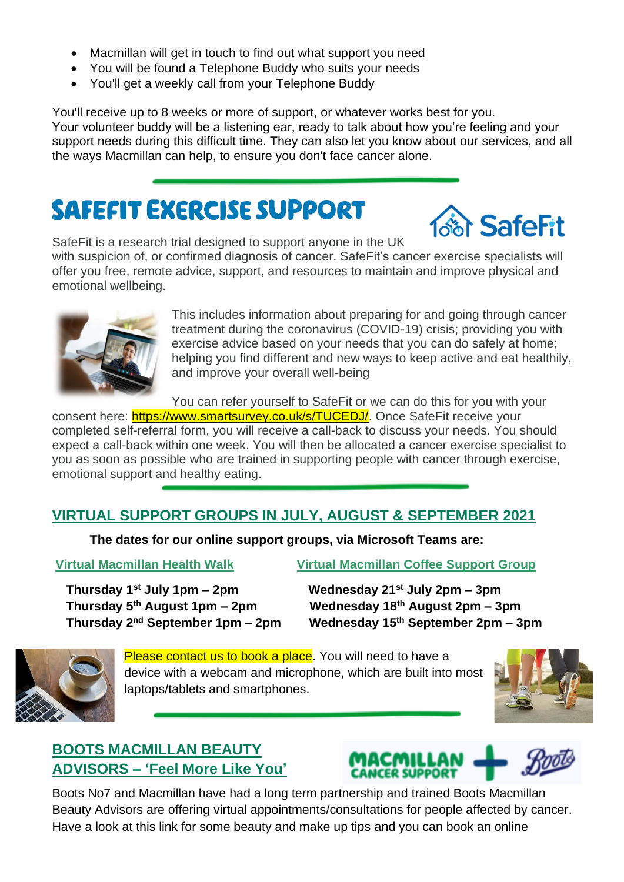- Macmillan will get in touch to find out what support you need
- You will be found a Telephone Buddy who suits your needs
- You'll get a weekly call from your Telephone Buddy

You'll receive up to 8 weeks or more of support, or whatever works best for you. Your volunteer buddy will be a listening ear, ready to talk about how you're feeling and your support needs during this difficult time. They can also let you know about our services, and all the ways Macmillan can help, to ensure you don't face cancer alone.

## SAFEFIT EXERCISE SUPPORT

SafeFit is a research trial designed to support anyone in the UK with suspicion of, or confirmed diagnosis of cancer. SafeFit's cancer exercise specialists will offer you free, remote advice, support, and resources to maintain and improve physical and emotional wellbeing.

This includes information about preparing for and going through cancer treatment during the coronavirus (COVID-19) crisis; providing you with exercise advice based on your needs that you can do safely at home; helping you find different and new ways to keep active and eat healthily, and improve your overall well-being

You can refer yourself to SafeFit or we can do this for you with your consent here: https://www.smartsurvey.co.uk/s/TUCEDJ/. Once SafeFit receive your completed self-referral form, you will receive a call-back to discuss your needs. You should expect a call-back within one week. You will then be allocated a cancer exercise specialist to you as soon as possible who are trained in supporting people with cancer through exercise, emotional support and healthy eating.

## VIRTUAL SUPPORT GROUPS IN JULY, AUGUST & SEPTEMBER 2021

**The dates for our online support groups, via Microsoft Teams are:**

### Virtual Macmillan Health Walk

**Thursday 1st July 1pm – 2pm**
**Thursday 5th August 1pm – 2pm**
**Thursday 2nd September 1pm – 2pm**

### Virtual Macmillan Coffee Support Group

**Wednesday 21st July 2pm – 3pm**
**Wednesday 18th August 2pm – 3pm**
**Wednesday 15th September 2pm – 3pm**

Please contact us to book a place. You will need to have a device with a webcam and microphone, which are built into most laptops/tablets and smartphones.

## BOOTS MACMILLAN BEAUTY ADVISORS – 'Feel More Like You'

Boots No7 and Macmillan have had a long term partnership and trained Boots Macmillan Beauty Advisors are offering virtual appointments/consultations for people affected by cancer. Have a look at this link for some beauty and make up tips and you can book an online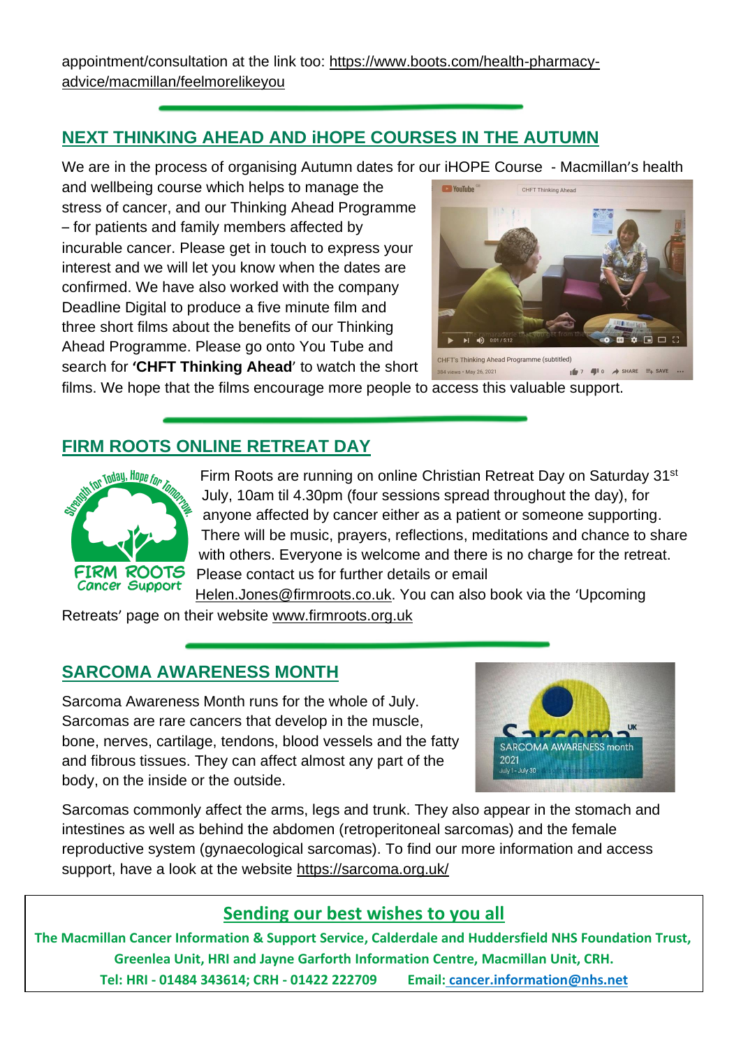appointment/consultation at the link too: https://www.boots.com/health-pharmacy-advice/macmillan/feelmorelikeyou

## NEXT THINKING AHEAD AND iHOPE COURSES IN THE AUTUMN

We are in the process of organising Autumn dates for our iHOPE Course - Macmillan's health and wellbeing course which helps to manage the stress of cancer, and our Thinking Ahead Programme – for patients and family members affected by incurable cancer. Please get in touch to express your interest and we will let you know when the dates are confirmed. We have also worked with the company Deadline Digital to produce a five minute film and three short films about the benefits of our Thinking Ahead Programme. Please go onto You Tube and search for **'CHFT Thinking Ahead**' to watch the short films. We hope that the films encourage more people to access this valuable support.

## FIRM ROOTS ONLINE RETREAT DAY

Firm Roots are running on online Christian Retreat Day on Saturday 31st July, 10am til 4.30pm (four sessions spread throughout the day), for anyone affected by cancer either as a patient or someone supporting. There will be music, prayers, reflections, meditations and chance to share with others. Everyone is welcome and there is no charge for the retreat. Please contact us for further details or email Helen.Jones@firmroots.co.uk. You can also book via the 'Upcoming Retreats' page on their website www.firmroots.org.uk

## SARCOMA AWARENESS MONTH

Sarcoma Awareness Month runs for the whole of July. Sarcomas are rare cancers that develop in the muscle, bone, nerves, cartilage, tendons, blood vessels and the fatty and fibrous tissues. They can affect almost any part of the body, on the inside or the outside.

Sarcomas commonly affect the arms, legs and trunk. They also appear in the stomach and intestines as well as behind the abdomen (retroperitoneal sarcomas) and the female reproductive system (gynaecological sarcomas). To find our more information and access support, have a look at the website https://sarcoma.org.uk/

**Sending our best wishes to you all**

**The Macmillan Cancer Information & Support Service, Calderdale and Huddersfield NHS Foundation Trust, Greenlea Unit, HRI and Jayne Garforth Information Centre, Macmillan Unit, CRH.**

**Tel: HRI - 01484 343614; CRH - 01422 222709 Email: cancer.information@nhs.net**